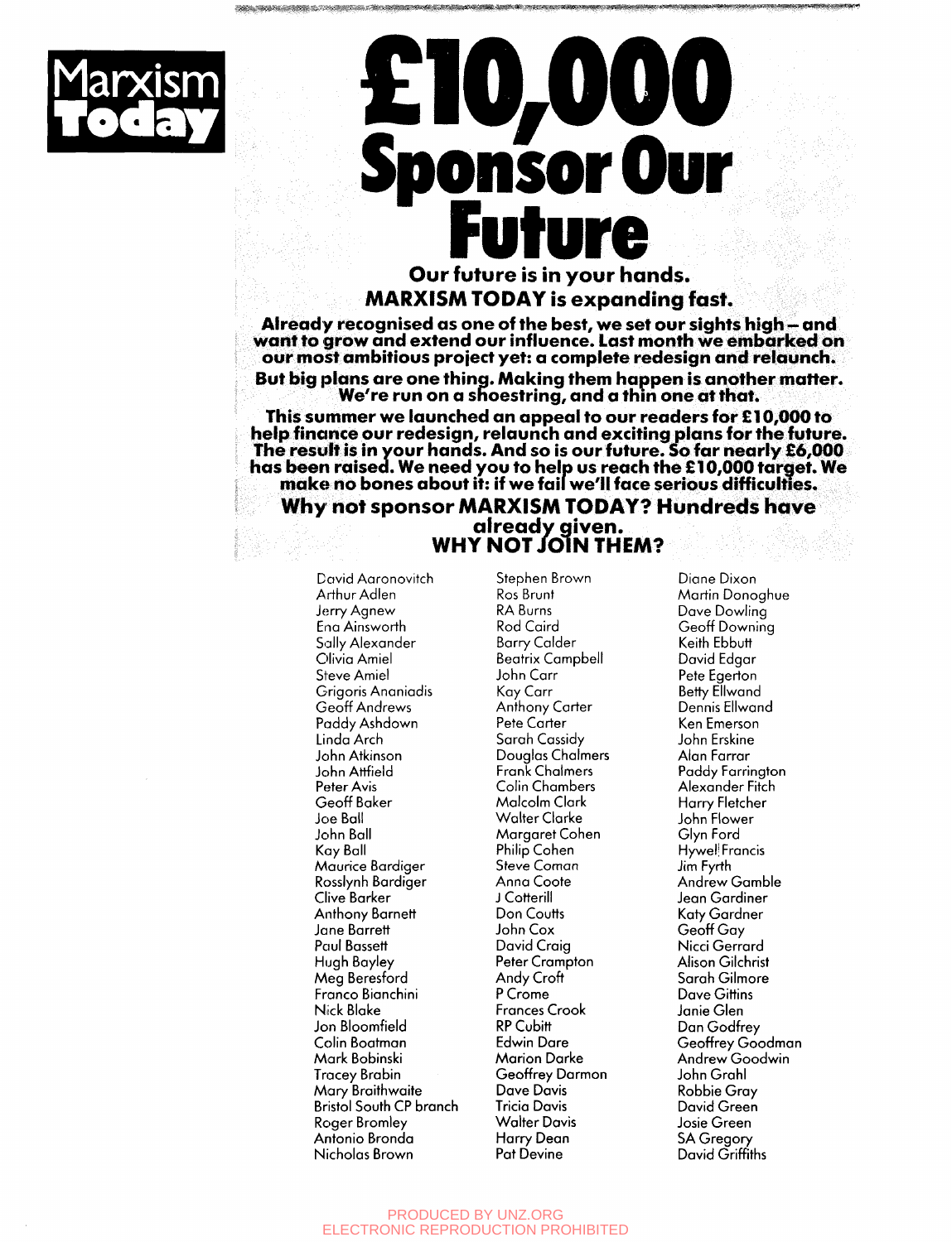Marxism Today

# £10,000 Sponsor Our Future

**Our future is in your hands.**
**MARXISM TODAY is expanding fast.**

**Already recognised as one of the best, we set our sights high — and want to grow and extend our influence. Last month we embarked on our most ambitious project yet: a complete redesign and relaunch.**

**But big plans are one thing. Making them happen is another matter. We're run on a shoestring, and a thin one at that.**

**This summer we launched an appeal to our readers for £10,000 to help finance our redesign, relaunch and exciting plans for the future. The result is in your hands. And so is our future. So far nearly £6,000 has been raised. We need you to help us reach the £10,000 target. We make no bones about it: if we fail we'll face serious difficulties.**

**Why not sponsor MARXISM TODAY? Hundreds have already given.**
**WHY NOT JOIN THEM?**

David Aaronovitch
Arthur Adlen
Jerry Agnew
Ena Ainsworth
Sally Alexander
Olivia Amiel
Steve Amiel
Grigoris Ananiadis
Geoff Andrews
Paddy Ashdown
Linda Arch
John Atkinson
John Attfield
Peter Avis
Geoff Baker
Joe Ball
John Ball
Kay Ball
Maurice Bardiger
Rosslynh Bardiger
Clive Barker
Anthony Barnett
Jane Barrett
Paul Bassett
Hugh Bayley
Meg Beresford
Franco Bianchini
Nick Blake
Jon Bloomfield
Colin Boatman
Mark Bobinski
Tracey Brabin
Mary Braithwaite
Bristol South CP branch
Roger Bromley
Antonio Bronda
Nicholas Brown
Stephen Brown
Ros Brunt
RA Burns
Rod Caird
Barry Calder
Beatrix Campbell
John Carr
Kay Carr
Anthony Carter
Pete Carter
Sarah Cassidy
Douglas Chalmers
Frank Chalmers
Colin Chambers
Malcolm Clark
Walter Clarke
Margaret Cohen
Philip Cohen
Steve Coman
Anna Coote
J Cotterill
Don Coutts
John Cox
David Craig
Peter Crampton
Andy Croft
P Crome
Frances Crook
RP Cubitt
Edwin Dare
Marion Darke
Geoffrey Darmon
Dave Davis
Tricia Davis
Walter Davis
Harry Dean
Pat Devine
Diane Dixon
Martin Donoghue
Dave Dowling
Geoff Downing
Keith Ebbutt
David Edgar
Pete Egerton
Betty Ellwand
Dennis Ellwand
Ken Emerson
John Erskine
Alan Farrar
Paddy Farrington
Alexander Fitch
Harry Fletcher
John Flower
Glyn Ford
Hywel Francis
Jim Fyrth
Andrew Gamble
Jean Gardiner
Katy Gardner
Geoff Gay
Nicci Gerrard
Alison Gilchrist
Sarah Gilmore
Dave Gittins
Janie Glen
Dan Godfrey
Geoffrey Goodman
Andrew Goodwin
John Grahl
Robbie Gray
David Green
Josie Green
SA Gregory
David Griffiths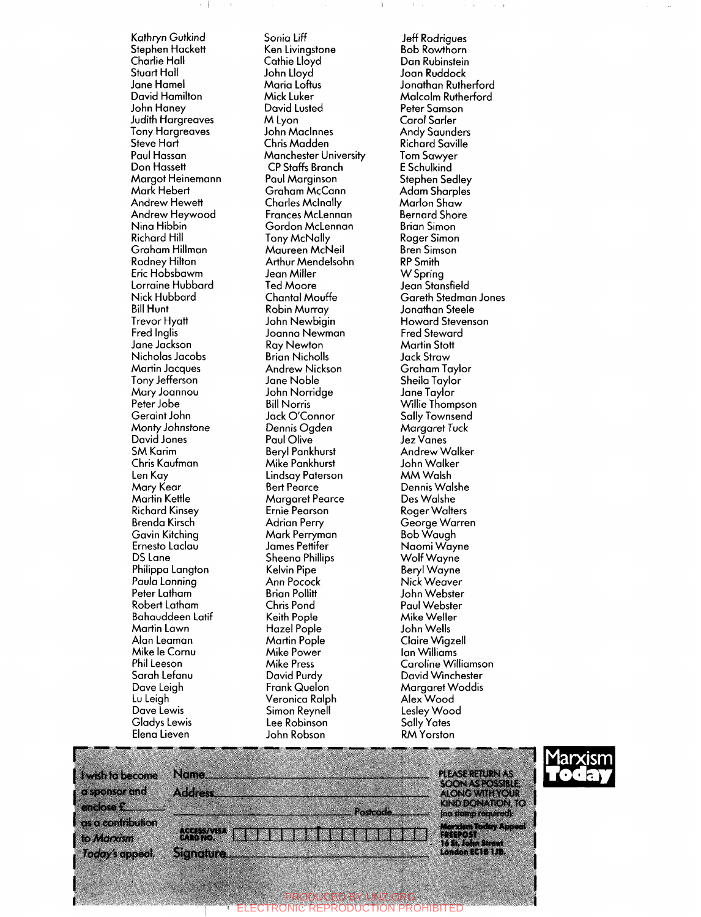Kathryn Gutkind
Stephen Hackett
Charlie Hall
Stuart Hall
Jane Hamel
David Hamilton
John Haney
Judith Hargreaves
Tony Hargreaves
Steve Hart
Paul Hassan
Don Hassett
Margot Heinemann
Mark Hebert
Andrew Hewett
Andrew Heywood
Nina Hibbin
Richard Hill
Graham Hillman
Rodney Hilton
Eric Hobsbawm
Lorraine Hubbard
Nick Hubbard
Bill Hunt
Trevor Hyatt
Fred Inglis
Jane Jackson
Nicholas Jacobs
Martin Jacques
Tony Jefferson
Mary Joannou
Peter Jobe
Geraint John
Monty Johnstone
David Jones
SM Karim
Chris Kaufman
Len Kay
Mary Kear
Martin Kettle
Richard Kinsey
Brenda Kirsch
Gavin Kitching
Ernesto Laclau
DS Lane
Philippa Langton
Paula Lanning
Peter Latham
Robert Latham
Bahauddeen Latif
Martin Lawn
Alan Leaman
Mike le Cornu
Phil Leeson
Sarah Lefanu
Dave Leigh
Lu Leigh
Dave Lewis
Gladys Lewis
Elena Lieven
Sonia Liff
Ken Livingstone
Cathie Lloyd
John Lloyd
Maria Loftus
Mick Luker
David Lusted
M Lyon
John MacInnes
Chris Madden
Manchester University CP Staffs Branch
Paul Marginson
Graham McCann
Charles McInally
Frances McLennan
Gordon McLennan
Tony McNally
Maureen McNeil
Arthur Mendelsohn
Jean Miller
Ted Moore
Chantal Mouffe
Robin Murray
John Newbigin
Joanna Newman
Ray Newton
Brian Nicholls
Andrew Nickson
Jane Noble
John Norridge
Bill Norris
Jack O'Connor
Dennis Ogden
Paul Olive
Beryl Pankhurst
Mike Pankhurst
Lindsay Paterson
Bert Pearce
Margaret Pearce
Ernie Pearson
Adrian Perry
Mark Perryman
James Pettifer
Sheena Phillips
Kelvin Pipe
Ann Pocock
Brian Pollitt
Chris Pond
Keith Pople
Hazel Pople
Martin Pople
Mike Power
Mike Press
David Purdy
Frank Quelon
Veronica Ralph
Simon Reynell
Lee Robinson
John Robson
Jeff Rodrigues
Bob Rowthorn
Dan Rubinstein
Joan Ruddock
Jonathan Rutherford
Malcolm Rutherford
Peter Samson
Carol Sarler
Andy Saunders
Richard Saville
Tom Sawyer
E Schulkind
Stephen Sedley
Adam Sharples
Marlon Shaw
Bernard Shore
Brian Simon
Roger Simon
Bren Simson
RP Smith
W Spring
Jean Stansfield
Gareth Stedman Jones
Jonathan Steele
Howard Stevenson
Fred Steward
Martin Stott
Jack Straw
Graham Taylor
Sheila Taylor
Jane Taylor
Willie Thompson
Sally Townsend
Margaret Tuck
Jez Vanes
Andrew Walker
John Walker
MM Walsh
Dennis Walshe
Des Walshe
Roger Walters
George Warren
Bob Waugh
Naomi Wayne
Wolf Wayne
Beryl Wayne
Nick Weaver
John Webster
Paul Webster
Mike Weller
John Wells
Claire Wigzell
Ian Williams
Caroline Williamson
David Winchester
Margaret Woddis
Alex Wood
Lesley Wood
Sally Yates
RM Yorston

---

I wish to become a sponsor and enclose £\_\_\_\_\_\_ as a contribution to *Marxism Today's* appeal.

Name \_\_\_\_\_\_\_\_\_\_\_\_\_\_\_\_\_\_\_\_\_\_\_\_\_\_\_\_\_\_

Address \_\_\_\_\_\_\_\_\_\_\_\_\_\_\_\_\_\_\_\_\_\_\_\_\_\_\_\_

\_\_\_\_\_\_\_\_\_\_\_\_\_\_\_\_\_\_\_\_\_\_\_\_ Postcode \_\_\_\_\_\_

ACCESS/VISA CARD NO. \_\_\_\_\_\_\_\_\_\_\_\_\_\_\_\_\_\_\_\_

Signature \_\_\_\_\_\_\_\_\_\_\_\_\_\_\_\_\_\_\_\_\_\_\_\_\_\_\_\_

PLEASE RETURN AS SOON AS POSSIBLE, ALONG WITH YOUR KIND DONATION, TO (no stamp required):
**Marxism Today Appeal**
**FREEPOST**
**16 St. John Street**
**London EC1B 1JB.**

**Marxism Today**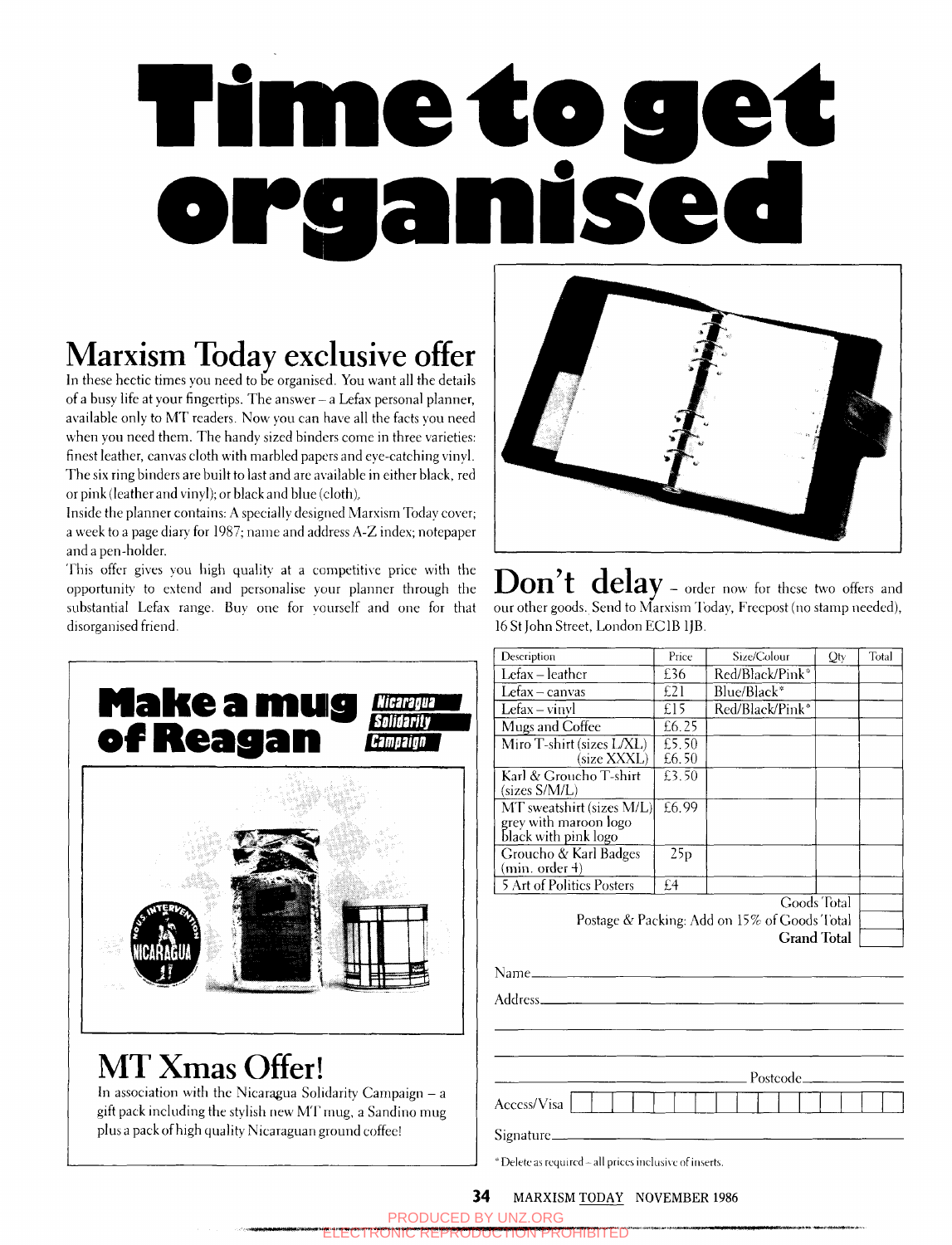# Time to get organised

## Marxism Today exclusive offer

In these hectic times you need to be organised. You want all the details of a busy life at your fingertips. The answer – a Lefax personal planner, available only to MT readers. Now you can have all the facts you need when you need them. The handy sized binders come in three varieties: finest leather, canvas cloth with marbled papers and eye-catching vinyl. The six ring binders are built to last and are available in either black, red or pink (leather and vinyl); or black and blue (cloth).

Inside the planner contains: A specially designed Marxism Today cover; a week to a page diary for 1987; name and address A-Z index; notepaper and a pen-holder.

This offer gives you high quality at a competitive price with the opportunity to extend and personalise your planner through the substantial Lefax range. Buy one for yourself and one for that disorganised friend.

## Make a mug of Reagan

Nicaragua Solidarity Campaign

## MT Xmas Offer!

In association with the Nicaragua Solidarity Campaign – a gift pack including the stylish new MT mug, a Sandino mug plus a pack of high quality Nicaraguan ground coffee!

## Don't delay

– order now for these two offers and our other goods. Send to Marxism Today, Freepost (no stamp needed), 16 St John Street, London EC1B 1JB.

| Description | Price | Size/Colour | Qty | Total |
|---|---|---|---|---|
| Lefax – leather | £36 | Red/Black/Pink* | | |
| Lefax – canvas | £21 | Blue/Black* | | |
| Lefax – vinyl | £15 | Red/Black/Pink* | | |
| Mugs and Coffee | £6.25 | | | |
| Miro T-shirt (sizes L/XL) (size XXXL) | £5.50 £6.50 | | | |
| Karl & Groucho T-shirt (sizes S/M/L) | £3.50 | | | |
| MT sweatshirt (sizes M/L) grey with maroon logo black with pink logo | £6.99 | | | |
| Groucho & Karl Badges (min. order 4) | 25p | | | |
| 5 Art of Politics Posters | £4 | | | |
| | | | Goods Total | |
| | | Postage & Packing: Add on 15% of Goods Total | | |
| | | | **Grand Total** | |

Name \_\_\_\_\_\_\_\_\_\_\_\_\_\_\_\_\_\_\_\_

Address \_\_\_\_\_\_\_\_\_\_\_\_\_\_\_\_\_\_\_\_

Postcode \_\_\_\_\_\_\_\_\_\_

Access/Visa

Signature \_\_\_\_\_\_\_\_\_\_\_\_\_\_\_\_\_\_\_\_

*Delete as required – all prices inclusive of inserts.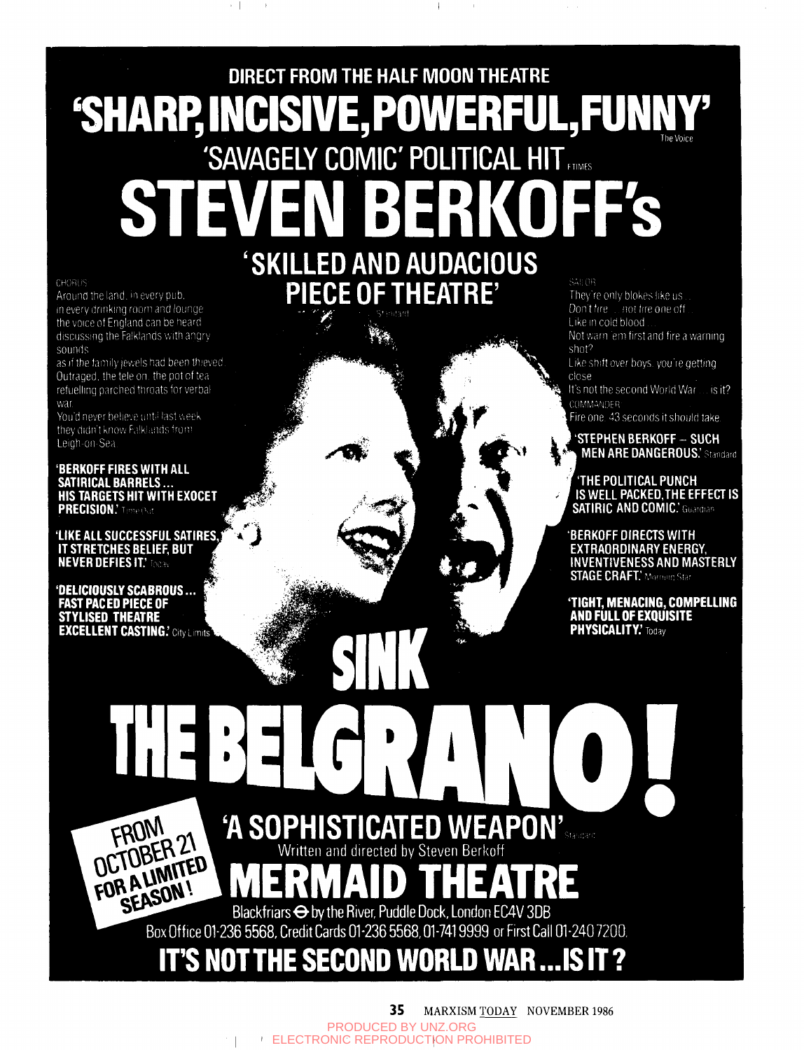DIRECT FROM THE HALF MOON THEATRE

# 'SHARP, INCISIVE, POWERFUL, FUNNY'

The Voice

## 'SAVAGELY COMIC' POLITICAL HIT

F TIMES

# STEVEN BERKOFF's

## 'SKILLED AND AUDACIOUS PIECE OF THEATRE'

Standard

CHORUS
Around the land, in every pub,
in every drinking room and lounge
the voice of England can be heard
discussing the Falklands with angry sounds
as if the family jewels had been thieved.
Outraged, the tele on, the pot of tea
refuelling parched throats for verbal war.
You'd never believe until last week
they didn't know Falklands from Leigh-on-Sea.

**'BERKOFF FIRES WITH ALL SATIRICAL BARRELS ... HIS TARGETS HIT WITH EXOCET PRECISION.'** Time Out

**'LIKE ALL SUCCESSFUL SATIRES, IT STRETCHES BELIEF, BUT NEVER DEFIES IT.'** Today

**'DELICIOUSLY SCABROUS ... FAST PACED PIECE OF STYLISED THEATRE EXCELLENT CASTING.'** City Limits

SAILOR
They're only blokes like us ...
Don't fire ... not fire one off ...
Like in cold blood ...
Not warn 'em first and fire a warning shot?
Like shift over boys, you're getting close.
It's not the second World War ... is it?
COMMANDER
Fire one. 43 seconds it should take.

**'STEPHEN BERKOFF – SUCH MEN ARE DANGEROUS.'** Standard

**'THE POLITICAL PUNCH IS WELL PACKED, THE EFFECT IS SATIRIC AND COMIC.'** Guardian

**'BERKOFF DIRECTS WITH EXTRAORDINARY ENERGY, INVENTIVENESS AND MASTERLY STAGE CRAFT.'** Morning Star

**'TIGHT, MENACING, COMPELLING AND FULL OF EXQUISITE PHYSICALITY.'** Today

# SINK THE BELGRANO!

FROM OCTOBER 21 FOR A LIMITED SEASON!

## 'A SOPHISTICATED WEAPON'

Standard

Written and directed by Steven Berkoff

# MERMAID THEATRE

Blackfriars ⊖ by the River, Puddle Dock, London EC4V 3DB
Box Office 01-236 5568, Credit Cards 01-236 5568, 01-741 9999 or First Call 01-240 7200.

## IT'S NOT THE SECOND WORLD WAR ... IS IT?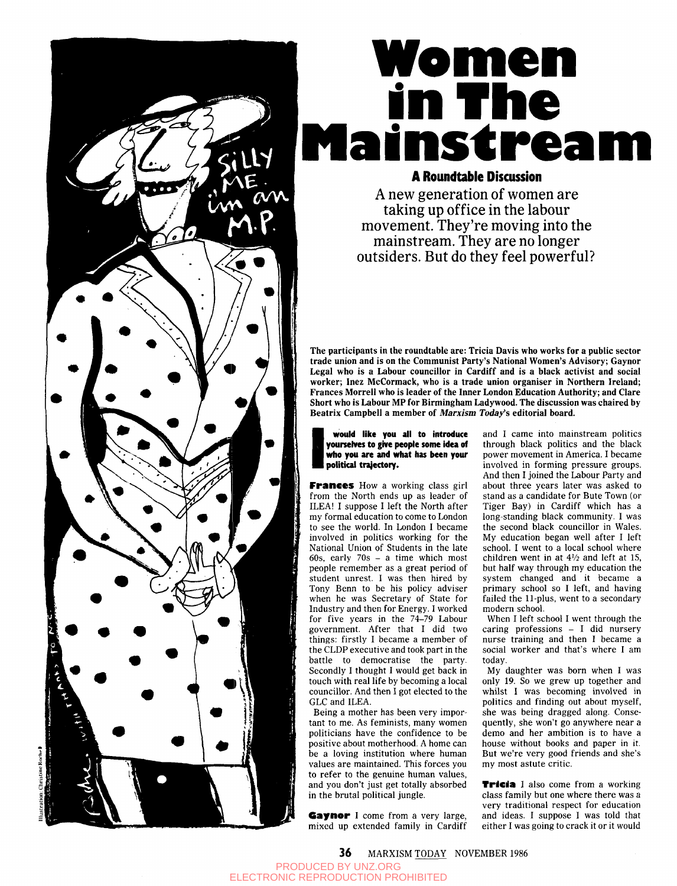# Women in The Mainstream

## A Roundtable Discussion

A new generation of women are taking up office in the labour movement. They're moving into the mainstream. They are no longer outsiders. But do they feel powerful?

**The participants in the roundtable are: Tricia Davis who works for a public sector trade union and is on the Communist Party's National Women's Advisory; Gaynor Legal who is a Labour councillor in Cardiff and is a black activist and social worker; Inez McCormack, who is a trade union organiser in Northern Ireland; Frances Morrell who is leader of the Inner London Education Authority; and Clare Short who is Labour MP for Birmingham Ladywood. The discussion was chaired by Beatrix Campbell a member of *Marxism Today*'s editorial board.**

**I would like you all to introduce yourselves to give people some idea of who you are and what has been your political trajectory.**

**Frances** How a working class girl from the North ends up as leader of ILEA! I suppose I left the North after my formal education to come to London to see the world. In London I became involved in politics working for the National Union of Students in the late 60s, early 70s – a time which most people remember as a great period of student unrest. I was then hired by Tony Benn to be his policy adviser when he was Secretary of State for Industry and then for Energy. I worked for five years in the 74–79 Labour government. After that I did two things: firstly I became a member of the CLDP executive and took part in the battle to democratise the party. Secondly I thought I would get back in touch with real life by becoming a local councillor. And then I got elected to the GLC and ILEA.

Being a mother has been very important to me. As feminists, many women politicians have the confidence to be positive about motherhood. A home can be a loving institution where human values are maintained. This forces you to refer to the genuine human values, and you don't just get totally absorbed in the brutal political jungle.

**Gaynor** I come from a very large, mixed up extended family in Cardiff and I came into mainstream politics through black politics and the black power movement in America. I became involved in forming pressure groups. And then I joined the Labour Party and about three years later was asked to stand as a candidate for Bute Town (or Tiger Bay) in Cardiff which has a long-standing black community. I was the second black councillor in Wales. My education began well after I left school. I went to a local school where children went in at 4½ and left at 15, but half way through my education the system changed and it became a primary school so I left, and having failed the 11-plus, went to a secondary modern school.

When I left school I went through the caring professions – I did nursery nurse training and then I became a social worker and that's where I am today.

My daughter was born when I was only 19. So we grew up together and whilst I was becoming involved in politics and finding out about myself, she was being dragged along. Consequently, she won't go anywhere near a demo and her ambition is to have a house without books and paper in it. But we're very good friends and she's my most astute critic.

**Tricia** I also come from a working class family but one where there was a very traditional respect for education and ideas. I suppose I was told that either I was going to crack it or it would